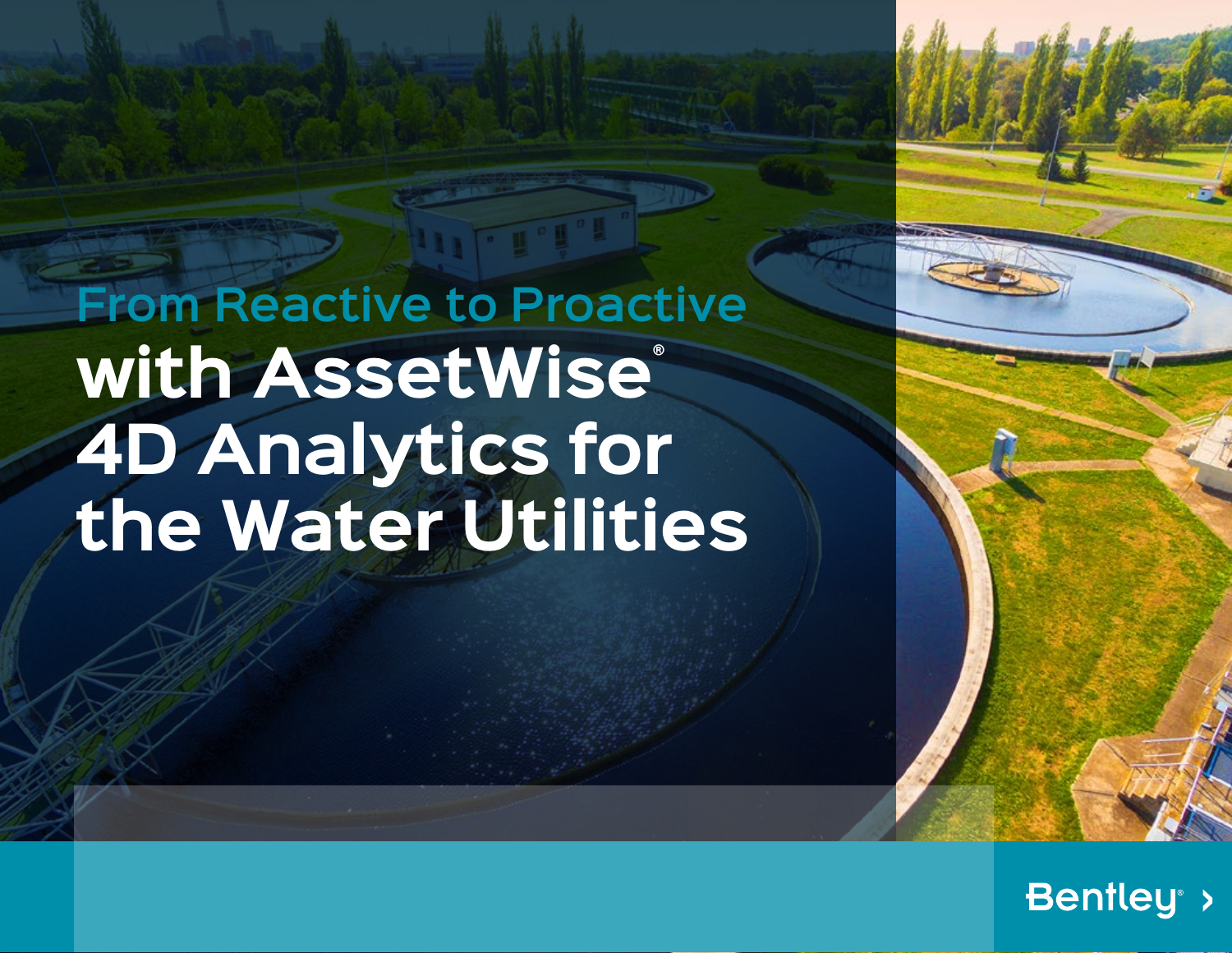## From Reactive to Proactive

# with AssetWise® 4D Analytics for the Water Utilities

Bentley®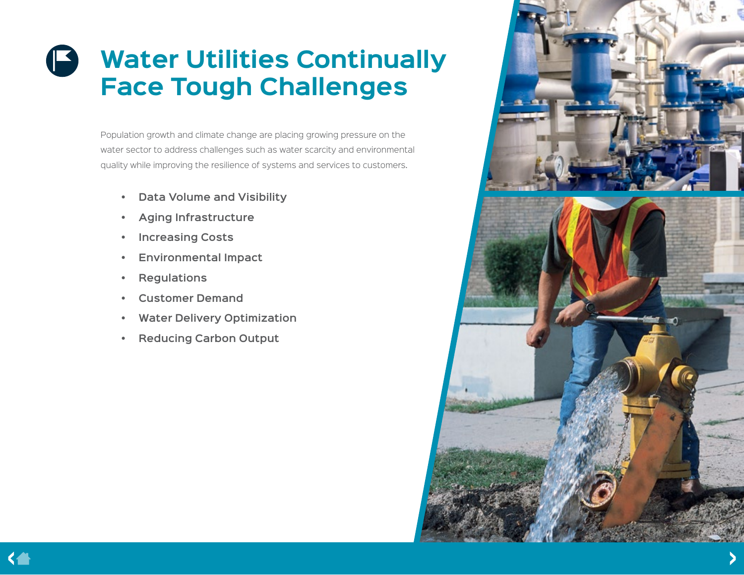# Water Utilities Continually Face Tough Challenges

Population growth and climate change are placing growing pressure on the water sector to address challenges such as water scarcity and environmental quality while improving the resilience of systems and services to customers.

- Data Volume and Visibility
- Aging Infrastructure
- Increasing Costs
- Environmental Impact
- Regulations
- Customer Demand
- Water Delivery Optimization
- Reducing Carbon Output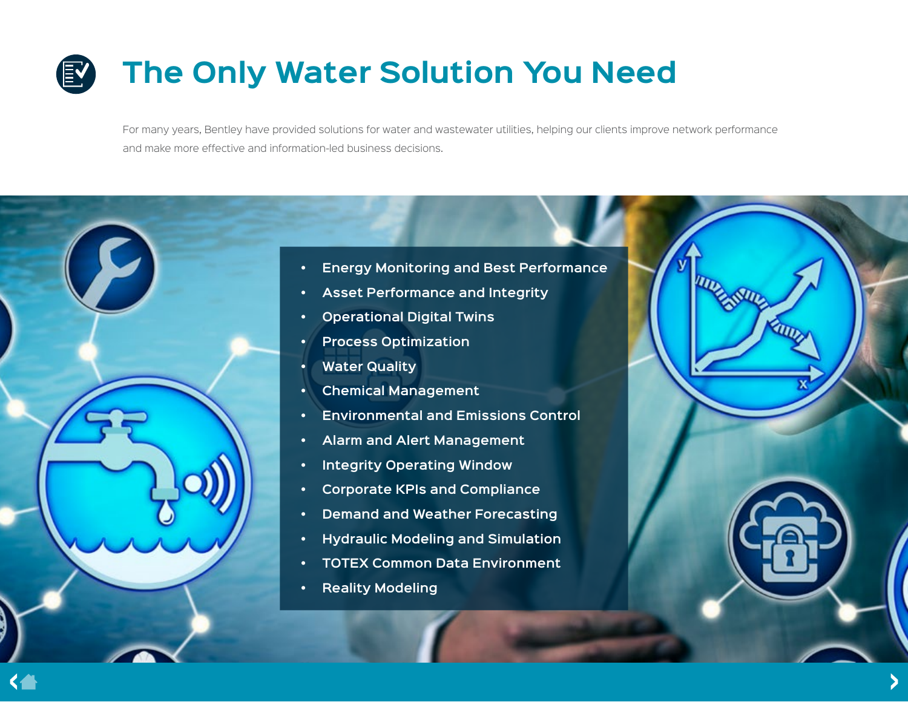# The Only Water Solution You Need

For many years, Bentley have provided solutions for water and wastewater utilities, helping our clients improve network performance and make more effective and information-led business decisions.

- Energy Monitoring and Best Performance
- Asset Performance and Integrity
- Operational Digital Twins
- Process Optimization
- Water Quality
- Chemical Management
- Environmental and Emissions Control
- Alarm and Alert Management
- Integrity Operating Window
- Corporate KPIs and Compliance
- Demand and Weather Forecasting
- Hydraulic Modeling and Simulation
- TOTEX Common Data Environment
- Reality Modeling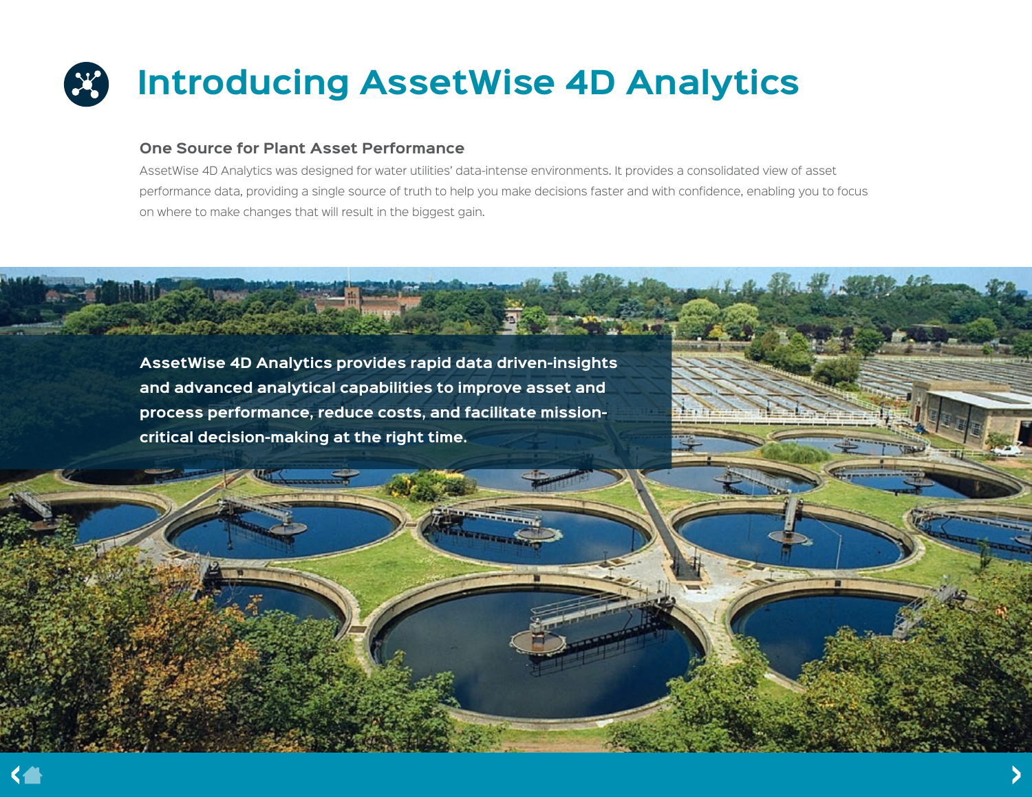# Introducing AssetWise 4D Analytics

### One Source for Plant Asset Performance

AssetWise 4D Analytics was designed for water utilities' data-intense environments. It provides a consolidated view of asset performance data, providing a single source of truth to help you make decisions faster and with confidence, enabling you to focus on where to make changes that will result in the biggest gain.

**AssetWise 4D Analytics provides rapid data driven-insights and advanced analytical capabilities to improve asset and process performance, reduce costs, and facilitate mission-critical decision-making at the right time.**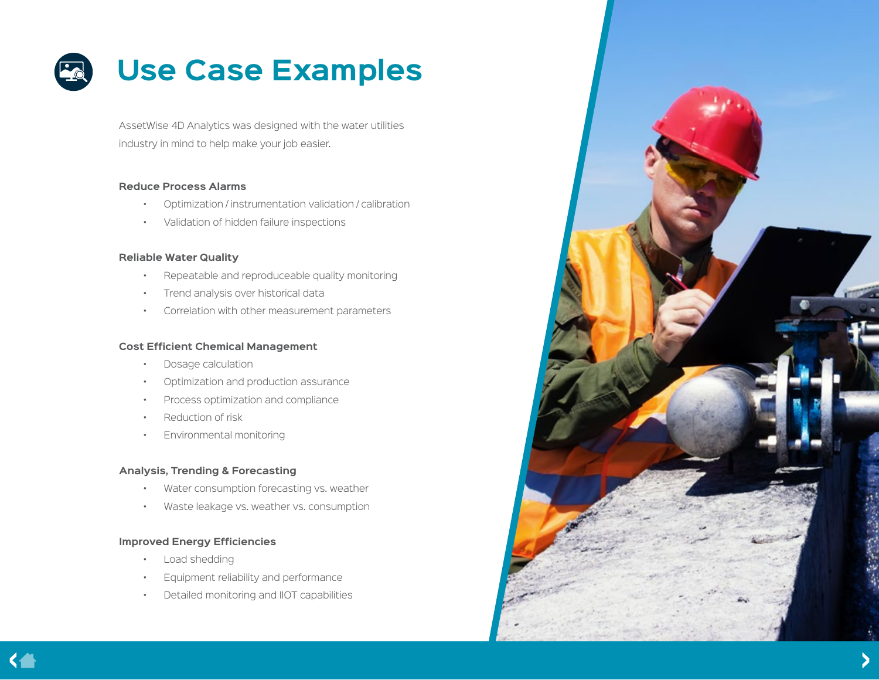# Use Case Examples

AssetWise 4D Analytics was designed with the water utilities industry in mind to help make your job easier.

### Reduce Process Alarms

- Optimization / instrumentation validation / calibration
- Validation of hidden failure inspections

### Reliable Water Quality

- Repeatable and reproduceable quality monitoring
- Trend analysis over historical data
- Correlation with other measurement parameters

### Cost Efficient Chemical Management

- Dosage calculation
- Optimization and production assurance
- Process optimization and compliance
- Reduction of risk
- Environmental monitoring

### Analysis, Trending & Forecasting

- Water consumption forecasting vs. weather
- Waste leakage vs. weather vs. consumption

### Improved Energy Efficiencies

- Load shedding
- Equipment reliability and performance
- Detailed monitoring and IIOT capabilities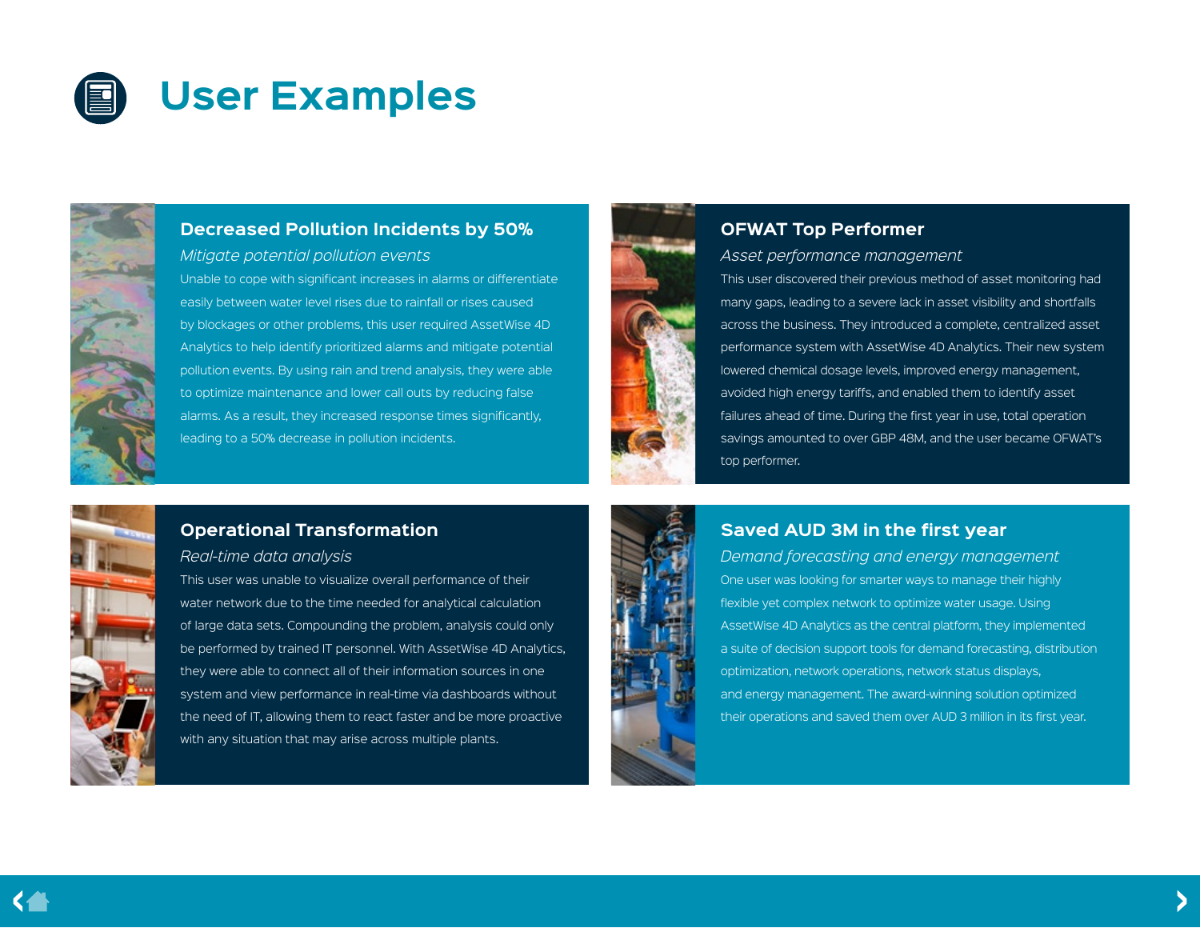# User Examples

## Decreased Pollution Incidents by 50%

*Mitigate potential pollution events*

Unable to cope with significant increases in alarms or differentiate easily between water level rises due to rainfall or rises caused by blockages or other problems, this user required AssetWise 4D Analytics to help identify prioritized alarms and mitigate potential pollution events. By using rain and trend analysis, they were able to optimize maintenance and lower call outs by reducing false alarms. As a result, they increased response times significantly, leading to a 50% decrease in pollution incidents.

## OFWAT Top Performer

*Asset performance management*

This user discovered their previous method of asset monitoring had many gaps, leading to a severe lack in asset visibility and shortfalls across the business. They introduced a complete, centralized asset performance system with AssetWise 4D Analytics. Their new system lowered chemical dosage levels, improved energy management, avoided high energy tariffs, and enabled them to identify asset failures ahead of time. During the first year in use, total operation savings amounted to over GBP 48M, and the user became OFWAT's top performer.

## Operational Transformation

*Real-time data analysis*

This user was unable to visualize overall performance of their water network due to the time needed for analytical calculation of large data sets. Compounding the problem, analysis could only be performed by trained IT personnel. With AssetWise 4D Analytics, they were able to connect all of their information sources in one system and view performance in real-time via dashboards without the need of IT, allowing them to react faster and be more proactive with any situation that may arise across multiple plants.

## Saved AUD 3M in the first year

*Demand forecasting and energy management*

One user was looking for smarter ways to manage their highly flexible yet complex network to optimize water usage. Using AssetWise 4D Analytics as the central platform, they implemented a suite of decision support tools for demand forecasting, distribution optimization, network operations, network status displays, and energy management. The award-winning solution optimized their operations and saved them over AUD 3 million in its first year.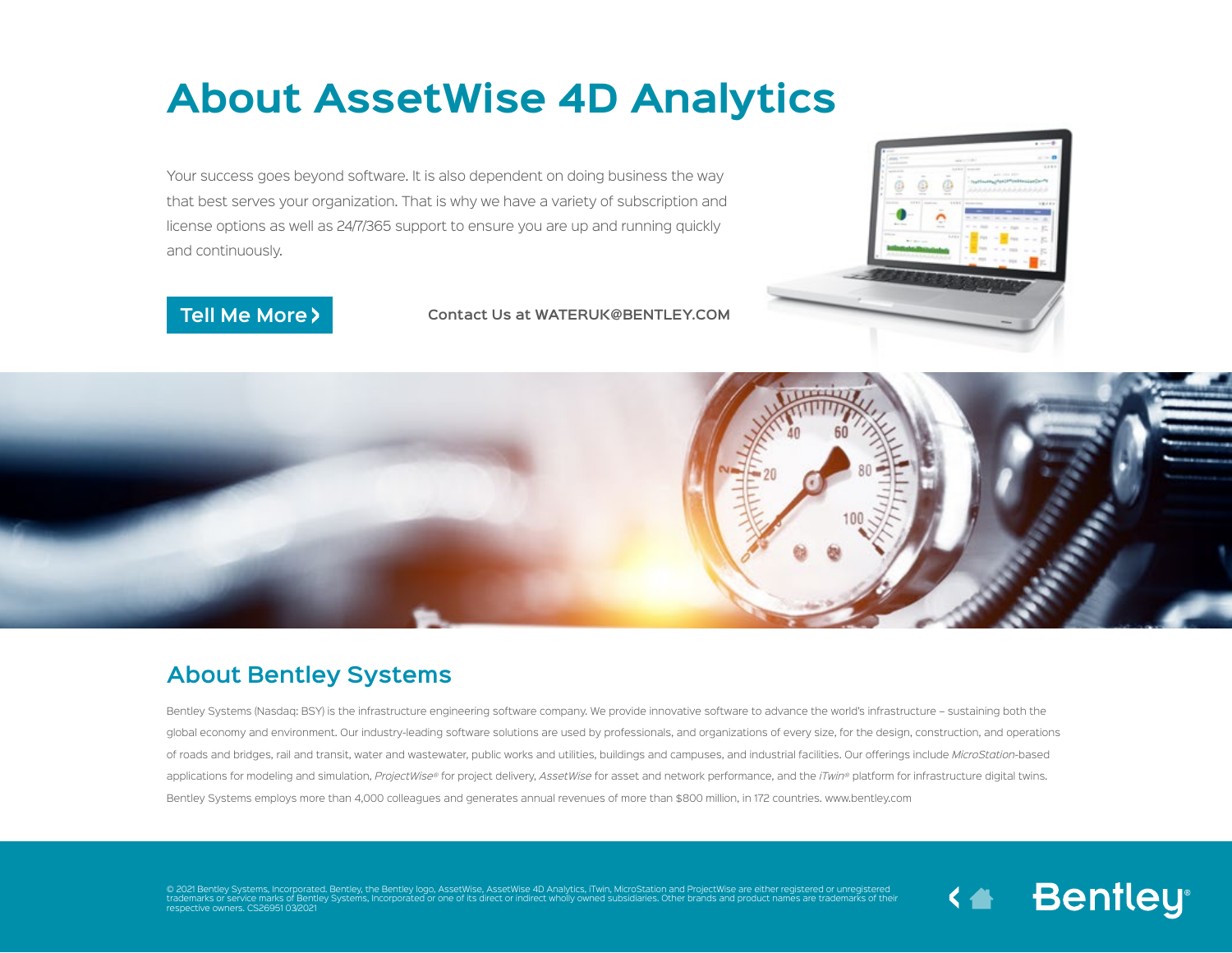# About AssetWise 4D Analytics

Your success goes beyond software. It is also dependent on doing business the way that best serves your organization. That is why we have a variety of subscription and license options as well as 24/7/365 support to ensure you are up and running quickly and continuously.

Tell Me More ›

Contact Us at WATERUK@BENTLEY.COM

## About Bentley Systems

Bentley Systems (Nasdaq: BSY) is the infrastructure engineering software company. We provide innovative software to advance the world's infrastructure – sustaining both the global economy and environment. Our industry-leading software solutions are used by professionals, and organizations of every size, for the design, construction, and operations of roads and bridges, rail and transit, water and wastewater, public works and utilities, buildings and campuses, and industrial facilities. Our offerings include *MicroStation*-based applications for modeling and simulation, *ProjectWise®* for project delivery, *AssetWise* for asset and network performance, and the *iTwin®* platform for infrastructure digital twins. Bentley Systems employs more than 4,000 colleagues and generates annual revenues of more than $800 million, in 172 countries. www.bentley.com

© 2021 Bentley Systems, Incorporated. Bentley, the Bentley logo, AssetWise, AssetWise 4D Analytics, iTwin, MicroStation and ProjectWise are either registered or unregistered trademarks or service marks of Bentley Systems, Incorporated or one of its direct or indirect wholly owned subsidiaries. Other brands and product names are trademarks of their respective owners. CS26951 03/2021

Bentley®